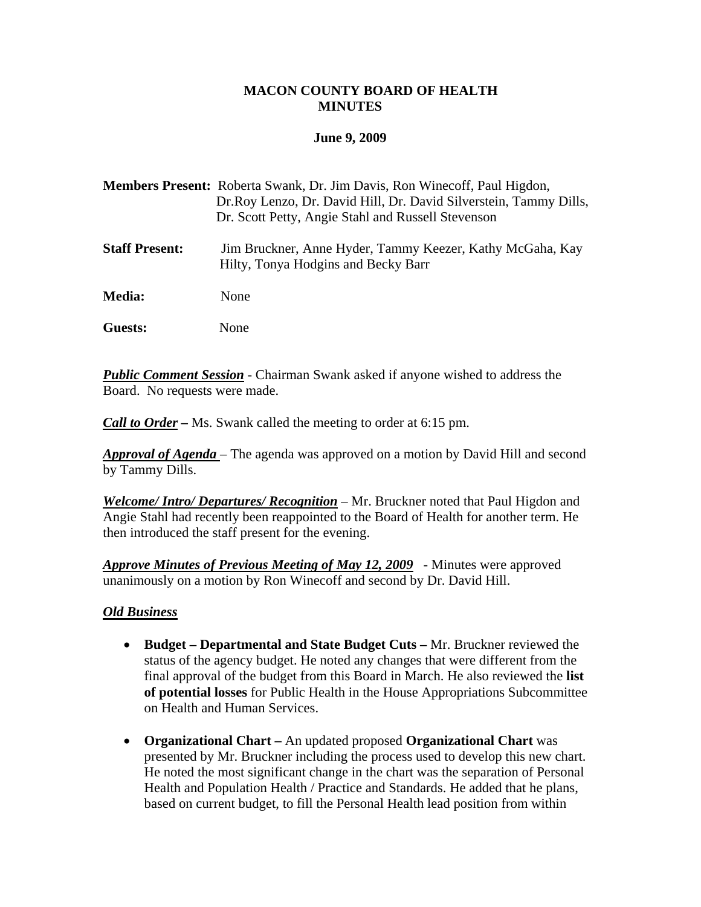# MACON COUNTY BOARD OF HEALTH MINUTES

**June 9, 2009**

**Members Present:** Roberta Swank, Dr. Jim Davis, Ron Winecoff, Paul Higdon, Dr.Roy Lenzo, Dr. David Hill, Dr. David Silverstein, Tammy Dills, Dr. Scott Petty, Angie Stahl and Russell Stevenson

**Staff Present:** Jim Bruckner, Anne Hyder, Tammy Keezer, Kathy McGaha, Kay Hilty, Tonya Hodgins and Becky Barr

**Media:** None

**Guests:** None

***Public Comment Session*** - Chairman Swank asked if anyone wished to address the Board. No requests were made.

***Call to Order*** **–** Ms. Swank called the meeting to order at 6:15 pm.

***Approval of Agenda*** – The agenda was approved on a motion by David Hill and second by Tammy Dills.

***Welcome/ Intro/ Departures/ Recognition*** – Mr. Bruckner noted that Paul Higdon and Angie Stahl had recently been reappointed to the Board of Health for another term. He then introduced the staff present for the evening.

***Approve Minutes of Previous Meeting of May 12, 2009*** - Minutes were approved unanimously on a motion by Ron Winecoff and second by Dr. David Hill.

***Old Business***

- **Budget – Departmental and State Budget Cuts –** Mr. Bruckner reviewed the status of the agency budget. He noted any changes that were different from the final approval of the budget from this Board in March. He also reviewed the **list of potential losses** for Public Health in the House Appropriations Subcommittee on Health and Human Services.

- **Organizational Chart –** An updated proposed **Organizational Chart** was presented by Mr. Bruckner including the process used to develop this new chart. He noted the most significant change in the chart was the separation of Personal Health and Population Health / Practice and Standards. He added that he plans, based on current budget, to fill the Personal Health lead position from within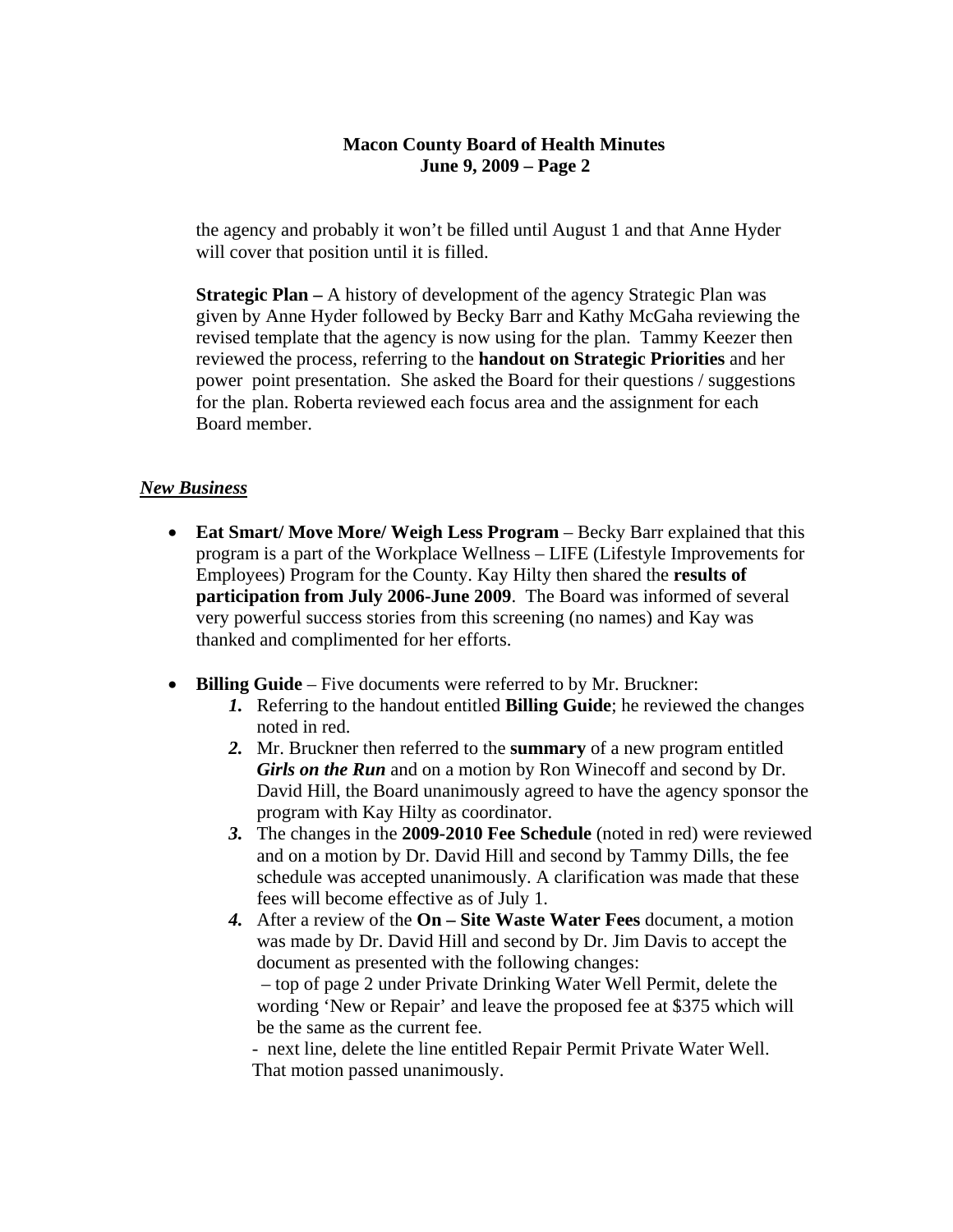the agency and probably it won't be filled until August 1 and that Anne Hyder will cover that position until it is filled.

**Strategic Plan –** A history of development of the agency Strategic Plan was given by Anne Hyder followed by Becky Barr and Kathy McGaha reviewing the revised template that the agency is now using for the plan. Tammy Keezer then reviewed the process, referring to the **handout on Strategic Priorities** and her power point presentation. She asked the Board for their questions / suggestions for the plan. Roberta reviewed each focus area and the assignment for each Board member.

***New Business***

- **Eat Smart/ Move More/ Weigh Less Program** – Becky Barr explained that this program is a part of the Workplace Wellness – LIFE (Lifestyle Improvements for Employees) Program for the County. Kay Hilty then shared the **results of participation from July 2006-June 2009**. The Board was informed of several very powerful success stories from this screening (no names) and Kay was thanked and complimented for her efforts.

- **Billing Guide** – Five documents were referred to by Mr. Bruckner:
  1. Referring to the handout entitled **Billing Guide**; he reviewed the changes noted in red.
  2. Mr. Bruckner then referred to the **summary** of a new program entitled ***Girls on the Run*** and on a motion by Ron Winecoff and second by Dr. David Hill, the Board unanimously agreed to have the agency sponsor the program with Kay Hilty as coordinator.
  3. The changes in the **2009-2010 Fee Schedule** (noted in red) were reviewed and on a motion by Dr. David Hill and second by Tammy Dills, the fee schedule was accepted unanimously. A clarification was made that these fees will become effective as of July 1.
  4. After a review of the **On – Site Waste Water Fees** document, a motion was made by Dr. David Hill and second by Dr. Jim Davis to accept the document as presented with the following changes:
     – top of page 2 under Private Drinking Water Well Permit, delete the wording 'New or Repair' and leave the proposed fee at $375 which will be the same as the current fee.
     - next line, delete the line entitled Repair Permit Private Water Well.
     That motion passed unanimously.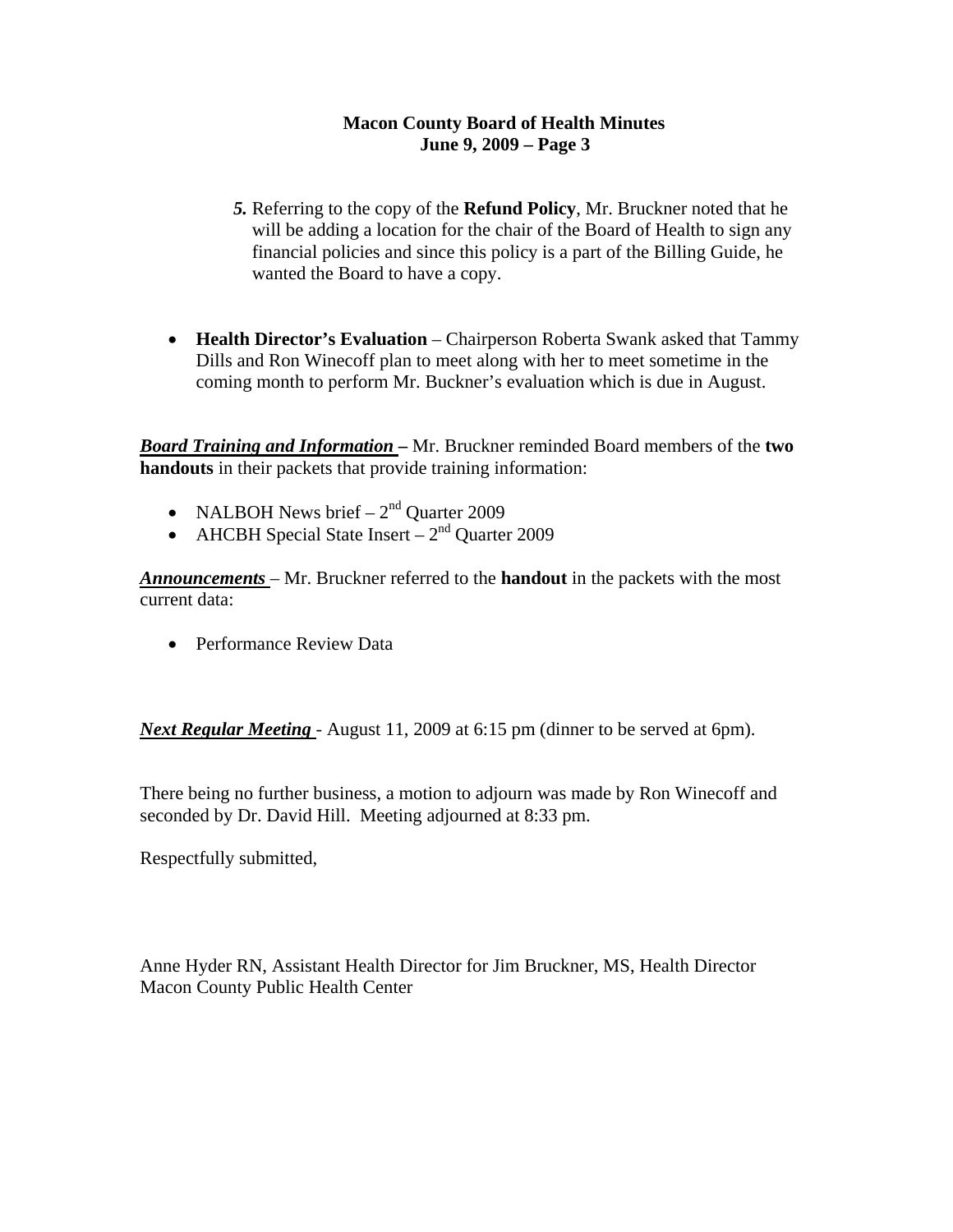5. Referring to the copy of the **Refund Policy**, Mr. Bruckner noted that he will be adding a location for the chair of the Board of Health to sign any financial policies and since this policy is a part of the Billing Guide, he wanted the Board to have a copy.

- **Health Director's Evaluation** – Chairperson Roberta Swank asked that Tammy Dills and Ron Winecoff plan to meet along with her to meet sometime in the coming month to perform Mr. Buckner's evaluation which is due in August.

***Board Training and Information*** **–** Mr. Bruckner reminded Board members of the **two handouts** in their packets that provide training information:

- NALBOH News brief – 2nd Quarter 2009
- AHCBH Special State Insert – 2nd Quarter 2009

***Announcements*** – Mr. Bruckner referred to the **handout** in the packets with the most current data:

- Performance Review Data

***Next Regular Meeting*** - August 11, 2009 at 6:15 pm (dinner to be served at 6pm).

There being no further business, a motion to adjourn was made by Ron Winecoff and seconded by Dr. David Hill. Meeting adjourned at 8:33 pm.

Respectfully submitted,

Anne Hyder RN, Assistant Health Director for Jim Bruckner, MS, Health Director
Macon County Public Health Center